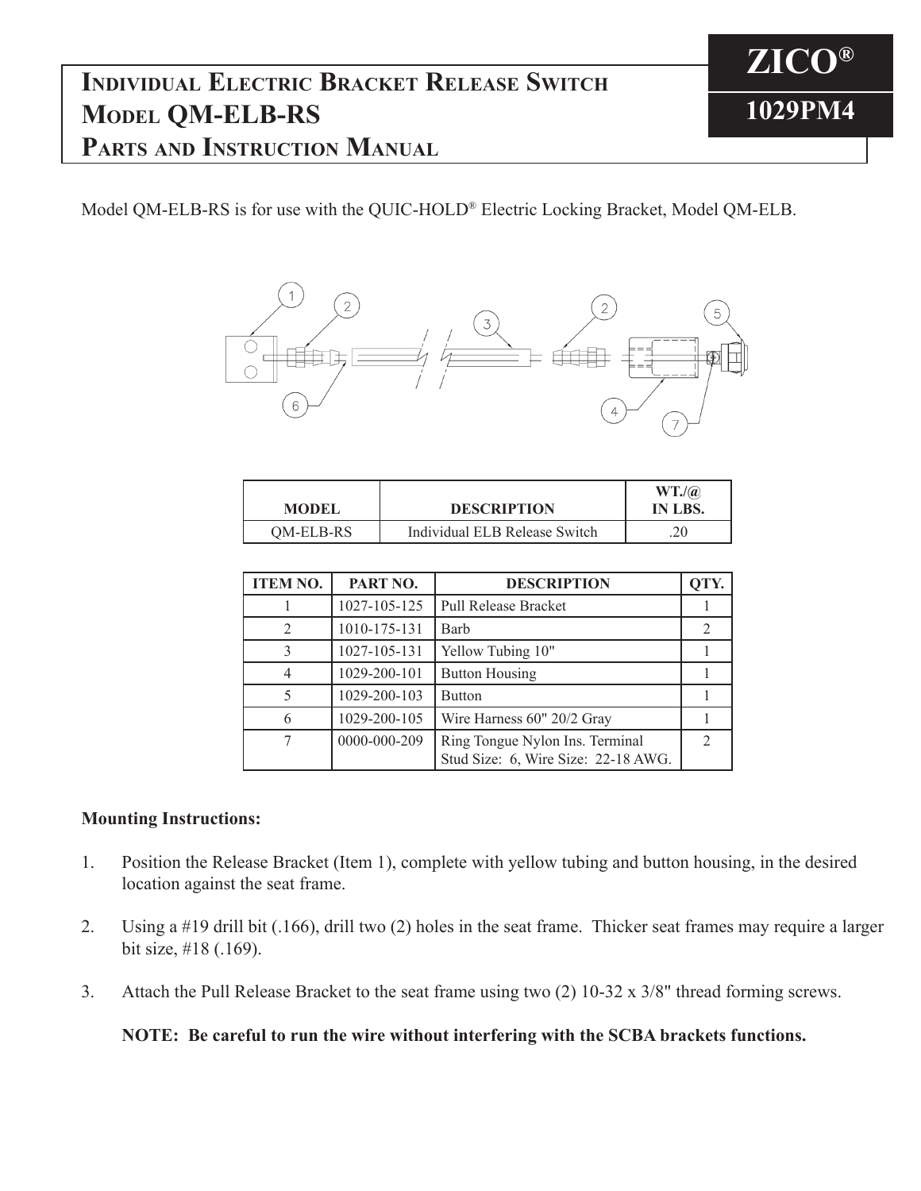# Individual Electric Bracket Release Switch Model QM-ELB-RS Parts and Instruction Manual

**ZICO®**

**1029PM4**

Model QM-ELB-RS is for use with the QUIC-HOLD® Electric Locking Bracket, Model QM-ELB.

| MODEL | DESCRIPTION | WT./@ IN LBS. |
|---|---|---|
| QM-ELB-RS | Individual ELB Release Switch | .20 |

| ITEM NO. | PART NO. | DESCRIPTION | QTY. |
|---|---|---|---|
| 1 | 1027-105-125 | Pull Release Bracket | 1 |
| 2 | 1010-175-131 | Barb | 2 |
| 3 | 1027-105-131 | Yellow Tubing 10" | 1 |
| 4 | 1029-200-101 | Button Housing | 1 |
| 5 | 1029-200-103 | Button | 1 |
| 6 | 1029-200-105 | Wire Harness 60" 20/2 Gray | 1 |
| 7 | 0000-000-209 | Ring Tongue Nylon Ins. Terminal Stud Size: 6, Wire Size: 22-18 AWG. | 2 |

**Mounting Instructions:**

1. Position the Release Bracket (Item 1), complete with yellow tubing and button housing, in the desired location against the seat frame.

2. Using a #19 drill bit (.166), drill two (2) holes in the seat frame. Thicker seat frames may require a larger bit size, #18 (.169).

3. Attach the Pull Release Bracket to the seat frame using two (2) 10-32 x 3/8" thread forming screws.

   **NOTE: Be careful to run the wire without interfering with the SCBA brackets functions.**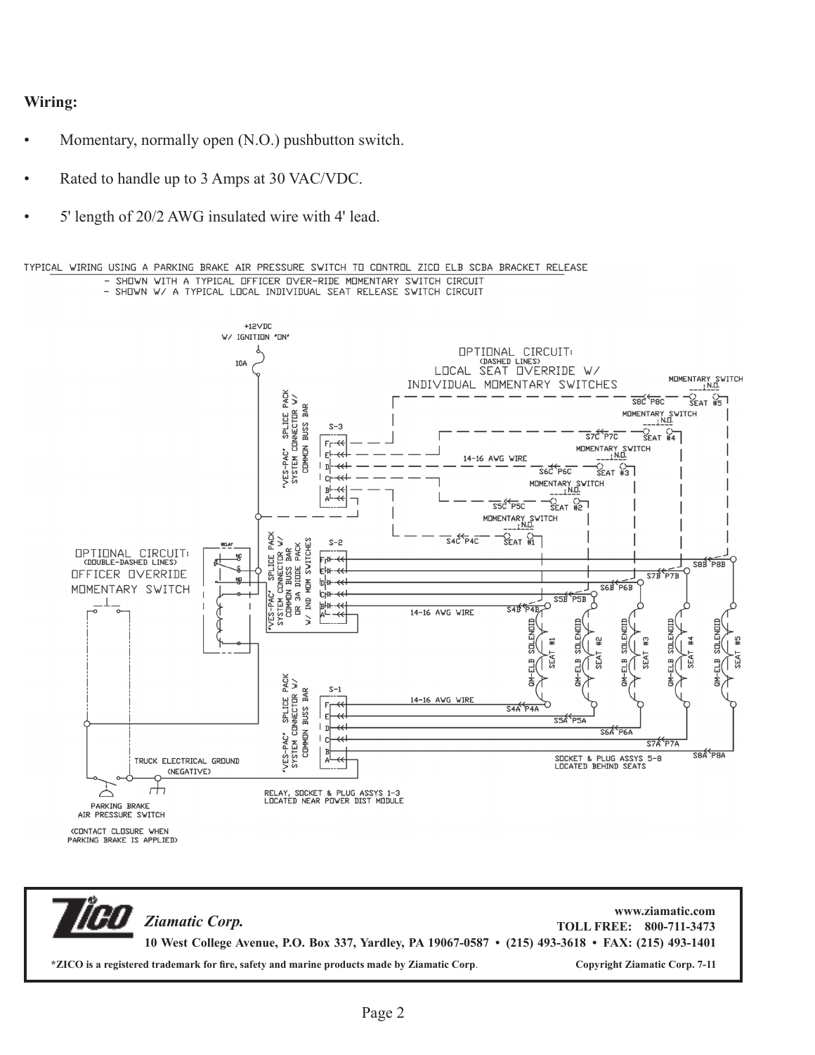**Wiring:**

- Momentary, normally open (N.O.) pushbutton switch.
- Rated to handle up to 3 Amps at 30 VAC/VDC.
- 5' length of 20/2 AWG insulated wire with 4' lead.

TYPICAL WIRING USING A PARKING BRAKE AIR PRESSURE SWITCH TO CONTROL ZICO ELB SCBA BRACKET RELEASE
- SHOWN WITH A TYPICAL OFFICER OVER-RIDE MOMENTARY SWITCH CIRCUIT
- SHOWN W/ A TYPICAL LOCAL INDIVIDUAL SEAT RELEASE SWITCH CIRCUIT

+12VDC
W/ IGNITION "ON"
10A

OPTIONAL CIRCUIT:
(DASHED LINES)
LOCAL SEAT OVERRIDE W/
INDIVIDUAL MOMENTARY SWITCHES

"VES-PAC" SPLICE PACK SYSTEM CONNECTOR W/ COMMON BUSS BAR

S-3

14-16 AWG WIRE

MOMENTARY SWITCH N.O. SEAT #5 S8C P8C
MOMENTARY SWITCH N.O. SEAT #4 S7C P7C
MOMENTARY SWITCH N.O. SEAT #3 S6C P6C
MOMENTARY SWITCH N.O. SEAT #2 S5C P5C
MOMENTARY SWITCH N.O. SEAT #1 S4C P4C

OPTIONAL CIRCUIT:
(DOUBLE-DASHED LINES)
OFFICER OVERRIDE
MOMENTARY SWITCH

RELAY
NC
C
NO

"VES-PAC" SPLICE PACK SYSTEM CONNECTOR W/ COMMON BUSS BAR OR 3A DIODE PACK W/ IND MOM SWITCHES

S-2

14-16 AWG WIRE

S4B P4B
S5B P5B
S6B P6B
S7B P7B
S8B P8B

QM-ELB SOLENOID SEAT #1
QM-ELB SOLENOID SEAT #2
QM-ELB SOLENOID SEAT #3
QM-ELB SOLENOID SEAT #4
QM-ELB SOLENOID SEAT #5

"VES-PAC" SPLICE PACK SYSTEM CONNECTOR W/ COMMON BUSS BAR

S-1

14-16 AWG WIRE

S4A P4A
S5A P5A
S6A P6A
S7A P7A
S8A P8A

SOCKET & PLUG ASSYS 5-8
LOCATED BEHIND SEATS

TRUCK ELECTRICAL GROUND
(NEGATIVE)

PARKING BRAKE
AIR PRESSURE SWITCH
(CONTACT CLOSURE WHEN PARKING BRAKE IS APPLIED)

RELAY, SOCKET & PLUG ASSYS 1-3
LOCATED NEAR POWER DIST MODULE

*Ziamatic Corp.*

www.ziamatic.com
TOLL FREE: 800-711-3473

**10 West College Avenue, P.O. Box 337, Yardley, PA 19067-0587 • (215) 493-3618 • FAX: (215) 493-1401**

**\*ZICO is a registered trademark for fire, safety and marine products made by Ziamatic Corp.** **Copyright Ziamatic Corp. 7-11**